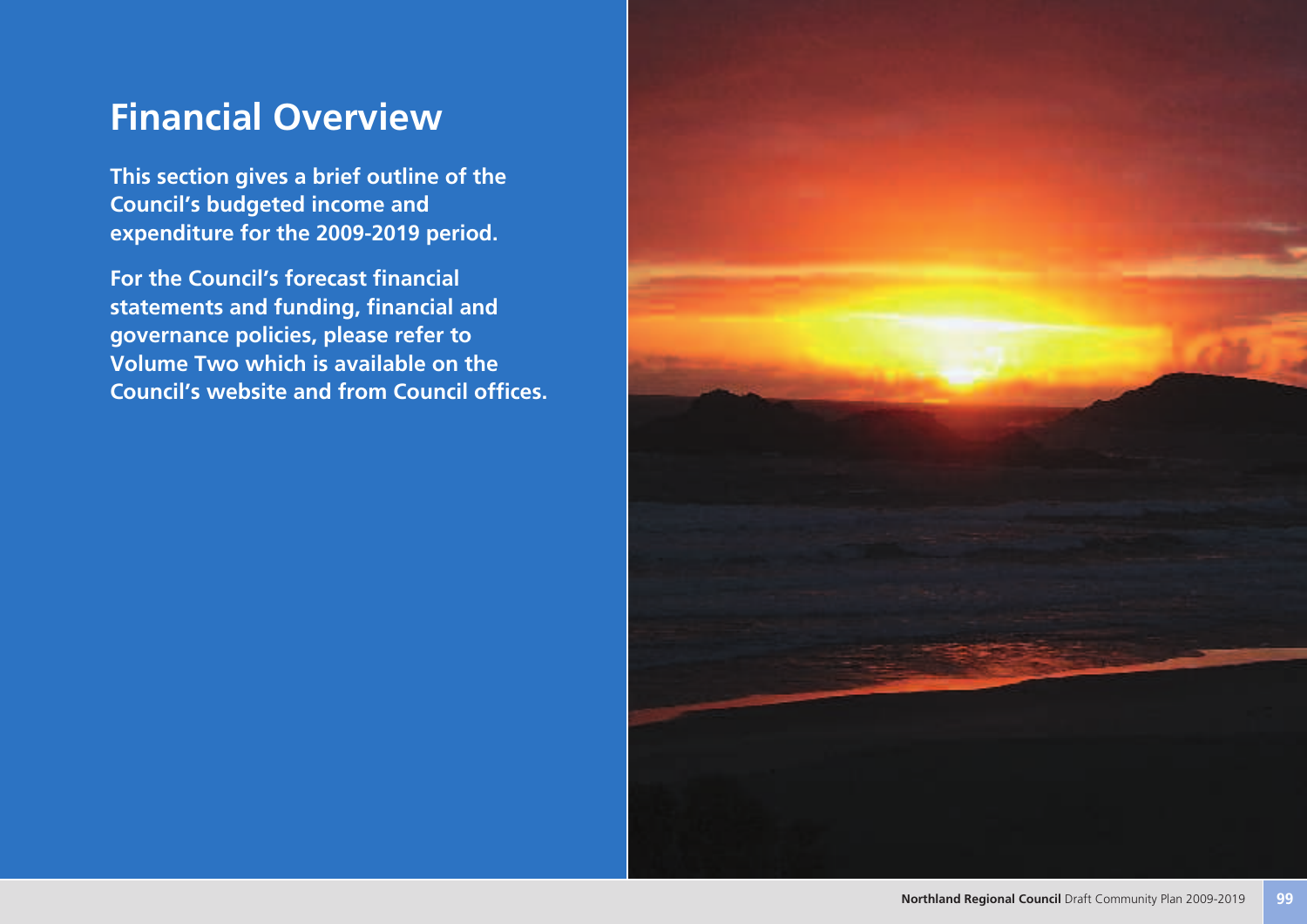# Financial Overview

**This section gives a brief outline of the Council's budgeted income and expenditure for the 2009-2019 period.**

**For the Council's forecast financial statements and funding, financial and governance policies, please refer to Volume Two which is available on the Council's website and from Council offices.**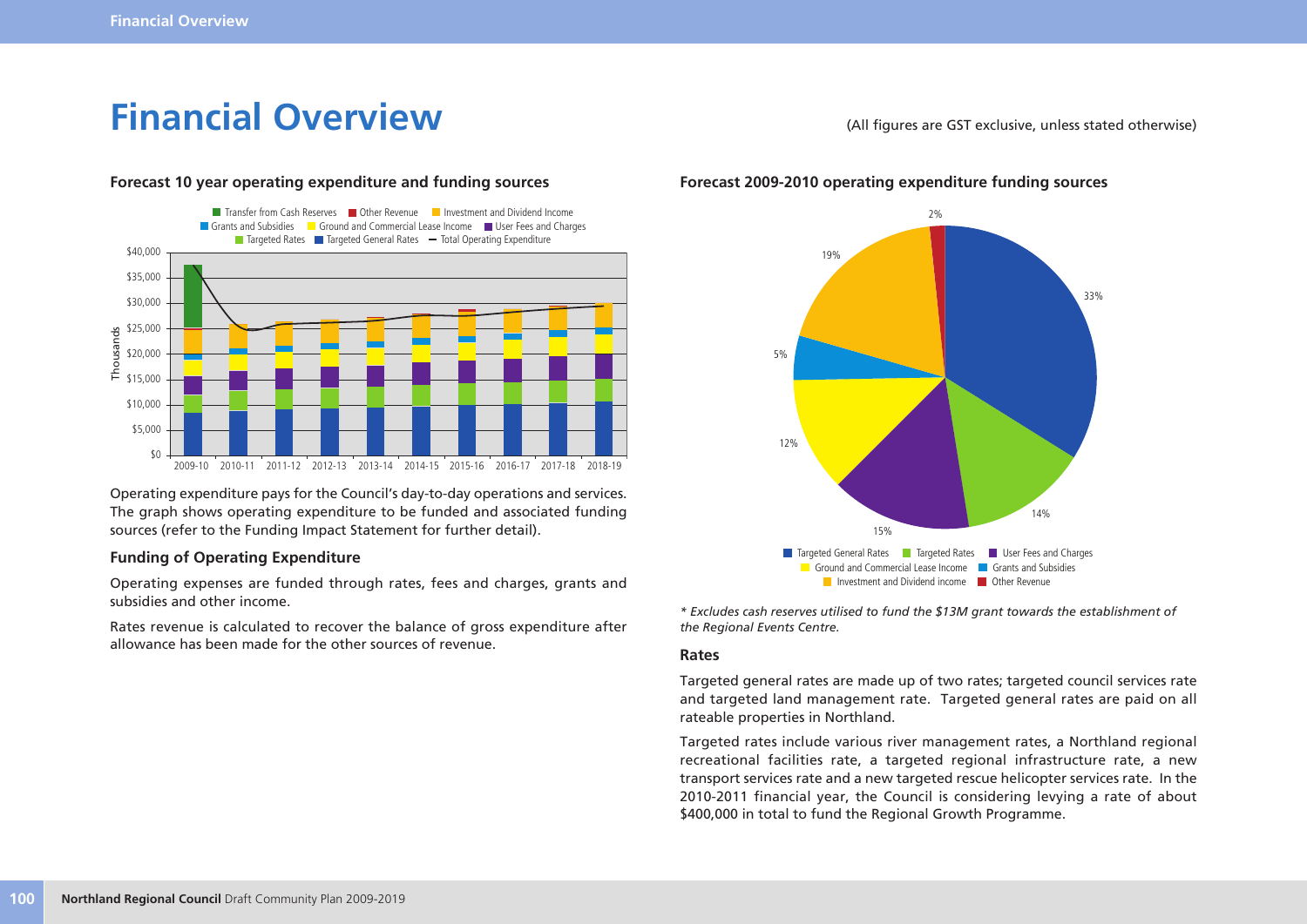# Financial Overview

(All figures are GST exclusive, unless stated otherwise)

### Forecast 10 year operating expenditure and funding sources

Operating expenditure pays for the Council's day-to-day operations and services. The graph shows operating expenditure to be funded and associated funding sources (refer to the Funding Impact Statement for further detail).

### Funding of Operating Expenditure

Operating expenses are funded through rates, fees and charges, grants and subsidies and other income.

Rates revenue is calculated to recover the balance of gross expenditure after allowance has been made for the other sources of revenue.

### Forecast 2009-2010 operating expenditure funding sources

*\* Excludes cash reserves utilised to fund the $13M grant towards the establishment of the Regional Events Centre.*

### Rates

Targeted general rates are made up of two rates; targeted council services rate and targeted land management rate. Targeted general rates are paid on all rateable properties in Northland.

Targeted rates include various river management rates, a Northland regional recreational facilities rate, a targeted regional infrastructure rate, a new transport services rate and a new targeted rescue helicopter services rate. In the 2010-2011 financial year, the Council is considering levying a rate of about $400,000 in total to fund the Regional Growth Programme.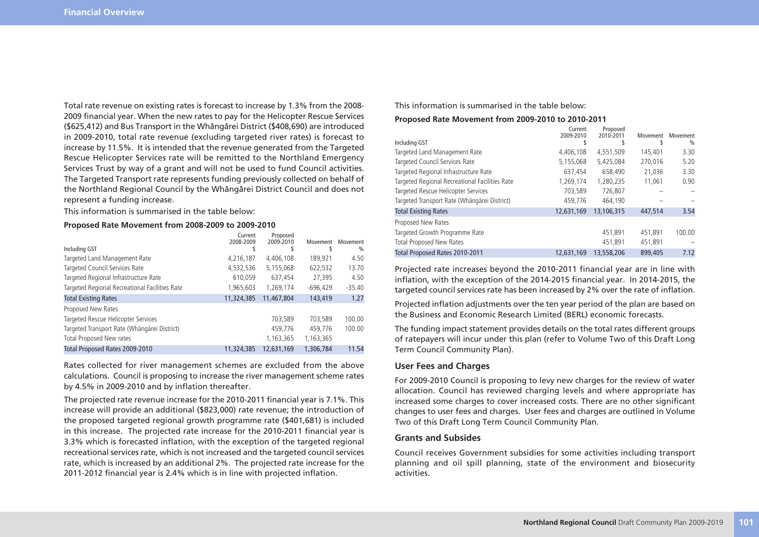Total rate revenue on existing rates is forecast to increase by 1.3% from the 2008-2009 financial year. When the new rates to pay for the Helicopter Rescue Services ($625,412) and Bus Transport in the Whāngārei District ($408,690) are introduced in 2009-2010, total rate revenue (excluding targeted river rates) is forecast to increase by 11.5%. It is intended that the revenue generated from the Targeted Rescue Helicopter Services rate will be remitted to the Northland Emergency Services Trust by way of a grant and will not be used to fund Council activities. The Targeted Transport rate represents funding previously collected on behalf of the Northland Regional Council by the Whāngārei District Council and does not represent a funding increase.

This information is summarised in the table below:

**Proposed Rate Movement from 2008-2009 to 2009-2010**

| Including GST | Current 2008-2009 $ | Proposed 2009-2010 $ | Movement $ | Movement % |
|---|---|---|---|---|
| Targeted Land Management Rate | 4,216,187 | 4,406,108 | 189,921 | 4.50 |
| Targeted Council Services Rate | 4,532,536 | 5,155,068 | 622,532 | 13.70 |
| Targeted Regional Infrastructure Rate | 610,059 | 637,454 | 27,395 | 4.50 |
| Targeted Regional Recreational Facilities Rate | 1,965,603 | 1,269,174 | -696,429 | -35.40 |
| Total Existing Rates | 11,324,385 | 11,467,804 | 143,419 | 1.27 |
| Proposed New Rates | | | | |
| Targeted Rescue Helicopter Services | | 703,589 | 703,589 | 100.00 |
| Targeted Transport Rate (Whāngārei District) | | 459,776 | 459,776 | 100.00 |
| Total Proposed New rates | | 1,163,365 | 1,163,365 | |
| Total Proposed Rates 2009-2010 | 11,324,385 | 12,631,169 | 1,306,784 | 11.54 |

Rates collected for river management schemes are excluded from the above calculations. Council is proposing to increase the river management scheme rates by 4.5% in 2009-2010 and by inflation thereafter.

The projected rate revenue increase for the 2010-2011 financial year is 7.1%. This increase will provide an additional ($823,000) rate revenue; the introduction of the proposed targeted regional growth programme rate ($401,681) is included in this increase. The projected rate increase for the 2010-2011 financial year is 3.3% which is forecasted inflation, with the exception of the targeted regional recreational services rate, which is not increased and the targeted council services rate, which is increased by an additional 2%. The projected rate increase for the 2011-2012 financial year is 2.4% which is in line with projected inflation.

This information is summarised in the table below:

**Proposed Rate Movement from 2009-2010 to 2010-2011**

| Including GST | Current 2009-2010 $ | Proposed 2010-2011 $ | Movement $ | Movement % |
|---|---|---|---|---|
| Targeted Land Management Rate | 4,406,108 | 4,551,509 | 145,401 | 3.30 |
| Targeted Council Services Rate | 5,155,068 | 5,425,084 | 270,016 | 5.20 |
| Targeted Regional Infrastructure Rate | 637,454 | 658,490 | 21,036 | 3.30 |
| Targeted Regional Recreational Facilities Rate | 1,269,174 | 1,280,235 | 11,061 | 0.90 |
| Targeted Rescue Helicopter Services | 703,589 | 726,807 | – | – |
| Targeted Transport Rate (Whāngārei District) | 459,776 | 464,190 | – | – |
| Total Existing Rates | 12,631,169 | 13,106,315 | 447,514 | 3.54 |
| Proposed New Rates | | | | |
| Targeted Growth Programme Rate | | 451,891 | 451,891 | 100.00 |
| Total Proposed New Rates | | 451,891 | 451,891 | – |
| Total Proposed Rates 2010-2011 | 12,631,169 | 13,558,206 | 899,405 | 7.12 |

Projected rate increases beyond the 2010-2011 financial year are in line with inflation, with the exception of the 2014-2015 financial year. In 2014-2015, the targeted council services rate has been increased by 2% over the rate of inflation.

Projected inflation adjustments over the ten year period of the plan are based on the Business and Economic Research Limited (BERL) economic forecasts.

The funding impact statement provides details on the total rates different groups of ratepayers will incur under this plan (refer to Volume Two of this Draft Long Term Council Community Plan).

### User Fees and Charges

For 2009-2010 Council is proposing to levy new charges for the review of water allocation. Council has reviewed charging levels and where appropriate has increased some charges to cover increased costs. There are no other significant changes to user fees and charges. User fees and charges are outlined in Volume Two of this Draft Long Term Council Community Plan.

### Grants and Subsides

Council receives Government subsidies for some activities including transport planning and oil spill planning, state of the environment and biosecurity activities.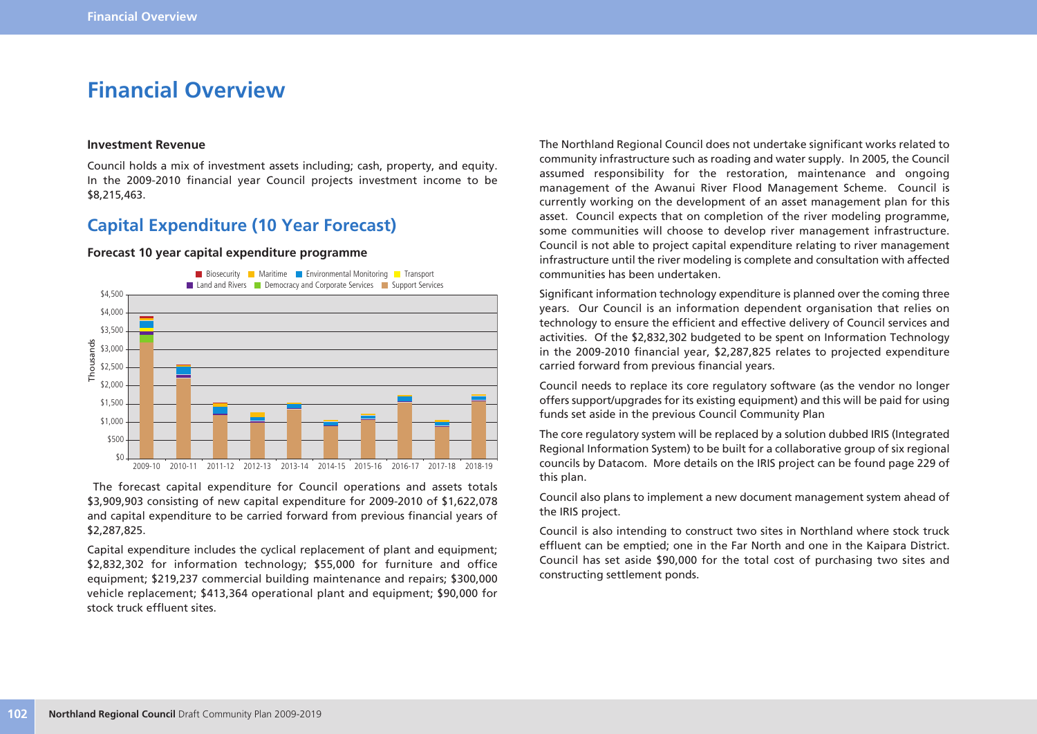# Financial Overview

**Investment Revenue**

Council holds a mix of investment assets including; cash, property, and equity. In the 2009-2010 financial year Council projects investment income to be $8,215,463.

## Capital Expenditure (10 Year Forecast)

**Forecast 10 year capital expenditure programme**

The forecast capital expenditure for Council operations and assets totals $3,909,903 consisting of new capital expenditure for 2009-2010 of $1,622,078 and capital expenditure to be carried forward from previous financial years of $2,287,825.

Capital expenditure includes the cyclical replacement of plant and equipment; $2,832,302 for information technology; $55,000 for furniture and office equipment; $219,237 commercial building maintenance and repairs; $300,000 vehicle replacement; $413,364 operational plant and equipment; $90,000 for stock truck effluent sites.

The Northland Regional Council does not undertake significant works related to community infrastructure such as roading and water supply. In 2005, the Council assumed responsibility for the restoration, maintenance and ongoing management of the Awanui River Flood Management Scheme. Council is currently working on the development of an asset management plan for this asset. Council expects that on completion of the river modeling programme, some communities will choose to develop river management infrastructure. Council is not able to project capital expenditure relating to river management infrastructure until the river modeling is complete and consultation with affected communities has been undertaken.

Significant information technology expenditure is planned over the coming three years. Our Council is an information dependent organisation that relies on technology to ensure the efficient and effective delivery of Council services and activities. Of the $2,832,302 budgeted to be spent on Information Technology in the 2009-2010 financial year, $2,287,825 relates to projected expenditure carried forward from previous financial years.

Council needs to replace its core regulatory software (as the vendor no longer offers support/upgrades for its existing equipment) and this will be paid for using funds set aside in the previous Council Community Plan

The core regulatory system will be replaced by a solution dubbed IRIS (Integrated Regional Information System) to be built for a collaborative group of six regional councils by Datacom. More details on the IRIS project can be found page 229 of this plan.

Council also plans to implement a new document management system ahead of the IRIS project.

Council is also intending to construct two sites in Northland where stock truck effluent can be emptied; one in the Far North and one in the Kaipara District. Council has set aside $90,000 for the total cost of purchasing two sites and constructing settlement ponds.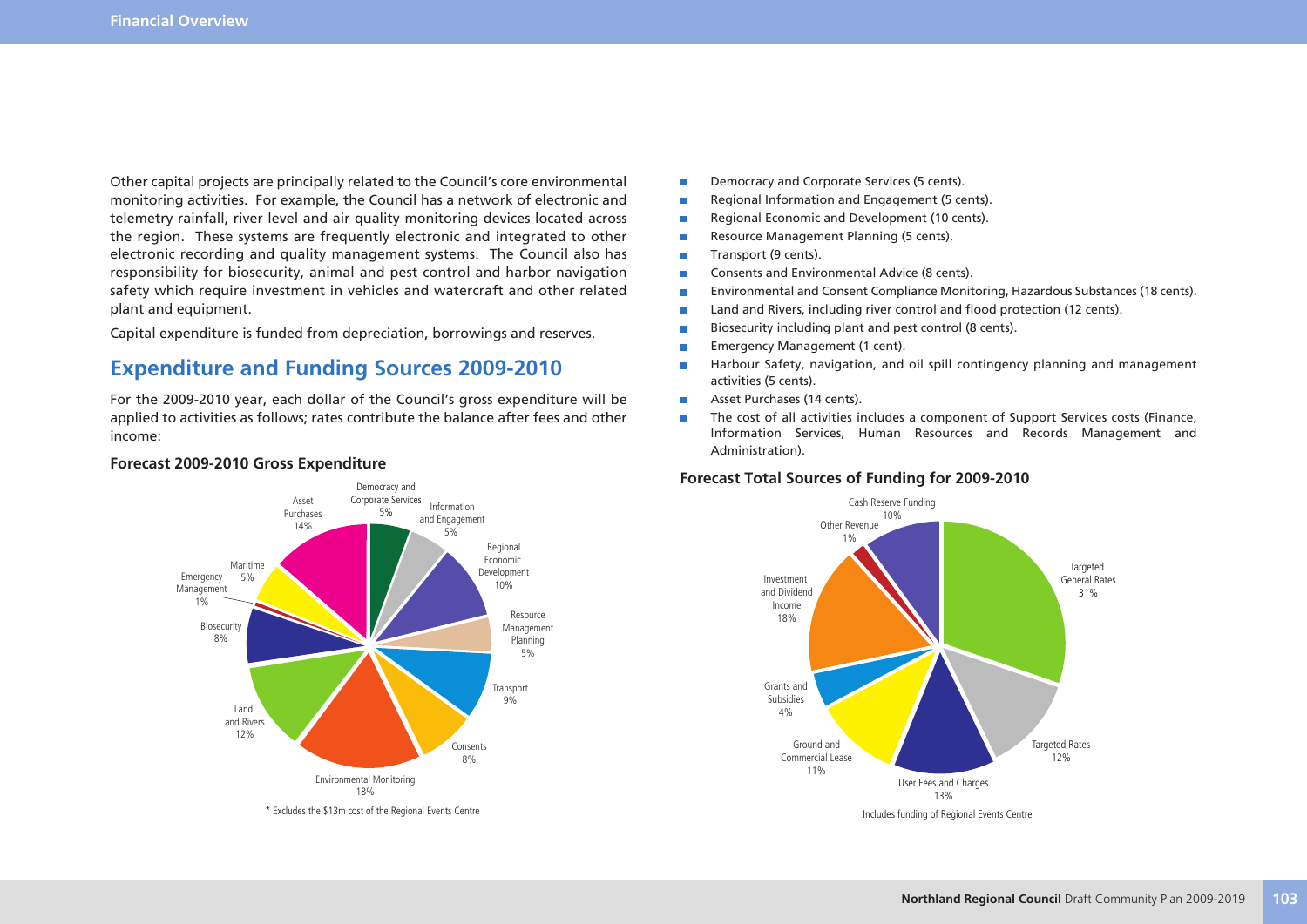Other capital projects are principally related to the Council's core environmental monitoring activities. For example, the Council has a network of electronic and telemetry rainfall, river level and air quality monitoring devices located across the region. These systems are frequently electronic and integrated to other electronic recording and quality management systems. The Council also has responsibility for biosecurity, animal and pest control and harbor navigation safety which require investment in vehicles and watercraft and other related plant and equipment.

Capital expenditure is funded from depreciation, borrowings and reserves.

## Expenditure and Funding Sources 2009-2010

For the 2009-2010 year, each dollar of the Council's gross expenditure will be applied to activities as follows; rates contribute the balance after fees and other income:

#### Forecast 2009-2010 Gross Expenditure

Democracy and Corporate Services 5%
Information and Engagement 5%
Regional Economic Development 10%
Resource Management Planning 5%
Transport 9%
Consents 8%
Environmental Monitoring 18%
Land and Rivers 12%
Biosecurity 8%
Emergency Management 1%
Maritime 5%
Asset Purchases 14%

\* Excludes the $13m cost of the Regional Events Centre

- Democracy and Corporate Services (5 cents).
- Regional Information and Engagement (5 cents).
- Regional Economic and Development (10 cents).
- Resource Management Planning (5 cents).
- Transport (9 cents).
- Consents and Environmental Advice (8 cents).
- Environmental and Consent Compliance Monitoring, Hazardous Substances (18 cents).
- Land and Rivers, including river control and flood protection (12 cents).
- Biosecurity including plant and pest control (8 cents).
- Emergency Management (1 cent).
- Harbour Safety, navigation, and oil spill contingency planning and management activities (5 cents).
- Asset Purchases (14 cents).
- The cost of all activities includes a component of Support Services costs (Finance, Information Services, Human Resources and Records Management and Administration).

#### Forecast Total Sources of Funding for 2009-2010

Targeted General Rates 31%
Targeted Rates 12%
User Fees and Charges 13%
Ground and Commercial Lease 11%
Grants and Subsidies 4%
Investment and Dividend Income 18%
Other Revenue 1%
Cash Reserve Funding 10%

Includes funding of Regional Events Centre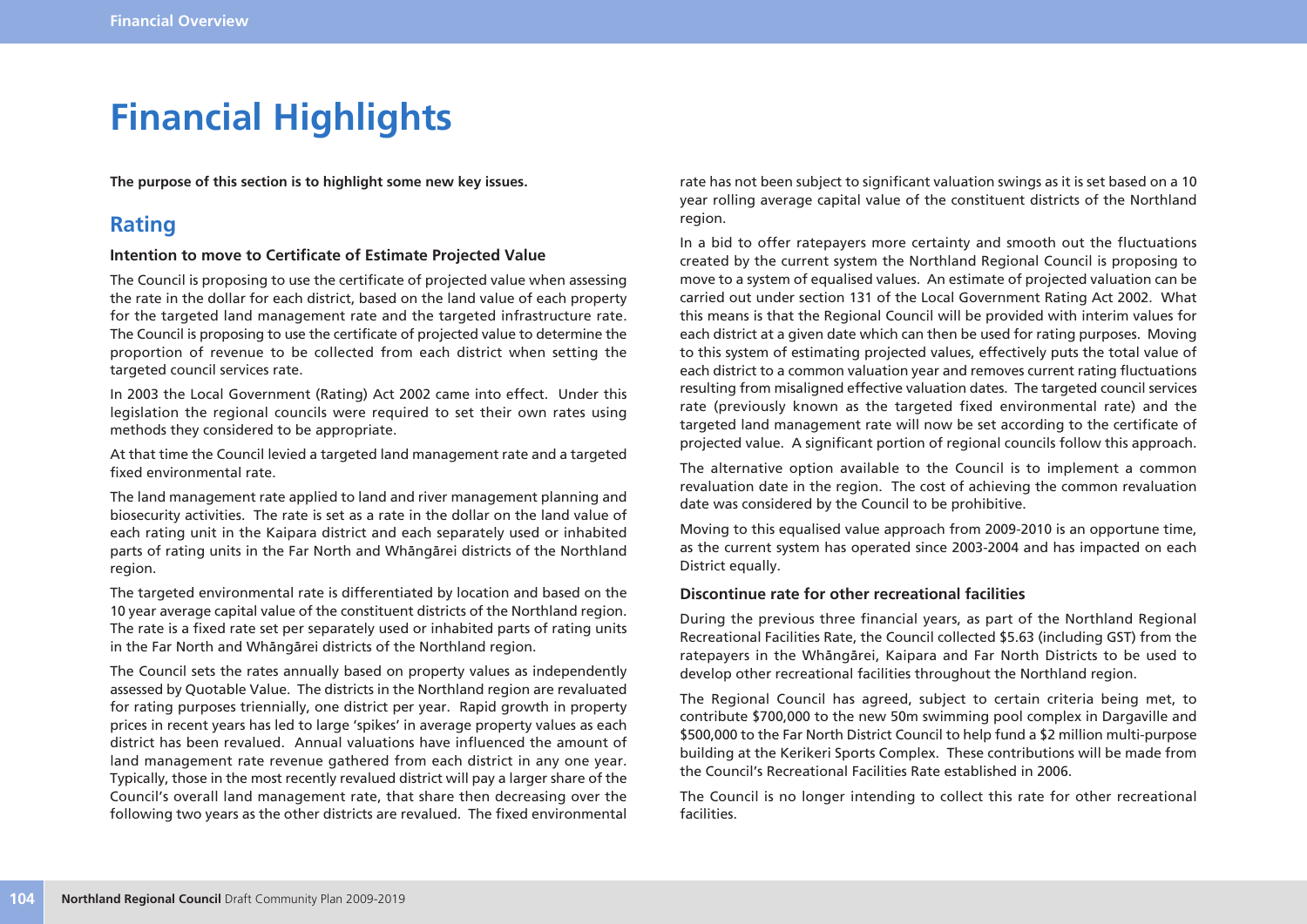# Financial Highlights

**The purpose of this section is to highlight some new key issues.**

## Rating

### Intention to move to Certificate of Estimate Projected Value

The Council is proposing to use the certificate of projected value when assessing the rate in the dollar for each district, based on the land value of each property for the targeted land management rate and the targeted infrastructure rate. The Council is proposing to use the certificate of projected value to determine the proportion of revenue to be collected from each district when setting the targeted council services rate.

In 2003 the Local Government (Rating) Act 2002 came into effect. Under this legislation the regional councils were required to set their own rates using methods they considered to be appropriate.

At that time the Council levied a targeted land management rate and a targeted fixed environmental rate.

The land management rate applied to land and river management planning and biosecurity activities. The rate is set as a rate in the dollar on the land value of each rating unit in the Kaipara district and each separately used or inhabited parts of rating units in the Far North and Whāngārei districts of the Northland region.

The targeted environmental rate is differentiated by location and based on the 10 year average capital value of the constituent districts of the Northland region. The rate is a fixed rate set per separately used or inhabited parts of rating units in the Far North and Whāngārei districts of the Northland region.

The Council sets the rates annually based on property values as independently assessed by Quotable Value. The districts in the Northland region are revaluated for rating purposes triennially, one district per year. Rapid growth in property prices in recent years has led to large 'spikes' in average property values as each district has been revalued. Annual valuations have influenced the amount of land management rate revenue gathered from each district in any one year. Typically, those in the most recently revalued district will pay a larger share of the Council's overall land management rate, that share then decreasing over the following two years as the other districts are revalued. The fixed environmental rate has not been subject to significant valuation swings as it is set based on a 10 year rolling average capital value of the constituent districts of the Northland region.

In a bid to offer ratepayers more certainty and smooth out the fluctuations created by the current system the Northland Regional Council is proposing to move to a system of equalised values. An estimate of projected valuation can be carried out under section 131 of the Local Government Rating Act 2002. What this means is that the Regional Council will be provided with interim values for each district at a given date which can then be used for rating purposes. Moving to this system of estimating projected values, effectively puts the total value of each district to a common valuation year and removes current rating fluctuations resulting from misaligned effective valuation dates. The targeted council services rate (previously known as the targeted fixed environmental rate) and the targeted land management rate will now be set according to the certificate of projected value. A significant portion of regional councils follow this approach.

The alternative option available to the Council is to implement a common revaluation date in the region. The cost of achieving the common revaluation date was considered by the Council to be prohibitive.

Moving to this equalised value approach from 2009-2010 is an opportune time, as the current system has operated since 2003-2004 and has impacted on each District equally.

### Discontinue rate for other recreational facilities

During the previous three financial years, as part of the Northland Regional Recreational Facilities Rate, the Council collected $5.63 (including GST) from the ratepayers in the Whāngārei, Kaipara and Far North Districts to be used to develop other recreational facilities throughout the Northland region.

The Regional Council has agreed, subject to certain criteria being met, to contribute $700,000 to the new 50m swimming pool complex in Dargaville and $500,000 to the Far North District Council to help fund a $2 million multi-purpose building at the Kerikeri Sports Complex. These contributions will be made from the Council's Recreational Facilities Rate established in 2006.

The Council is no longer intending to collect this rate for other recreational facilities.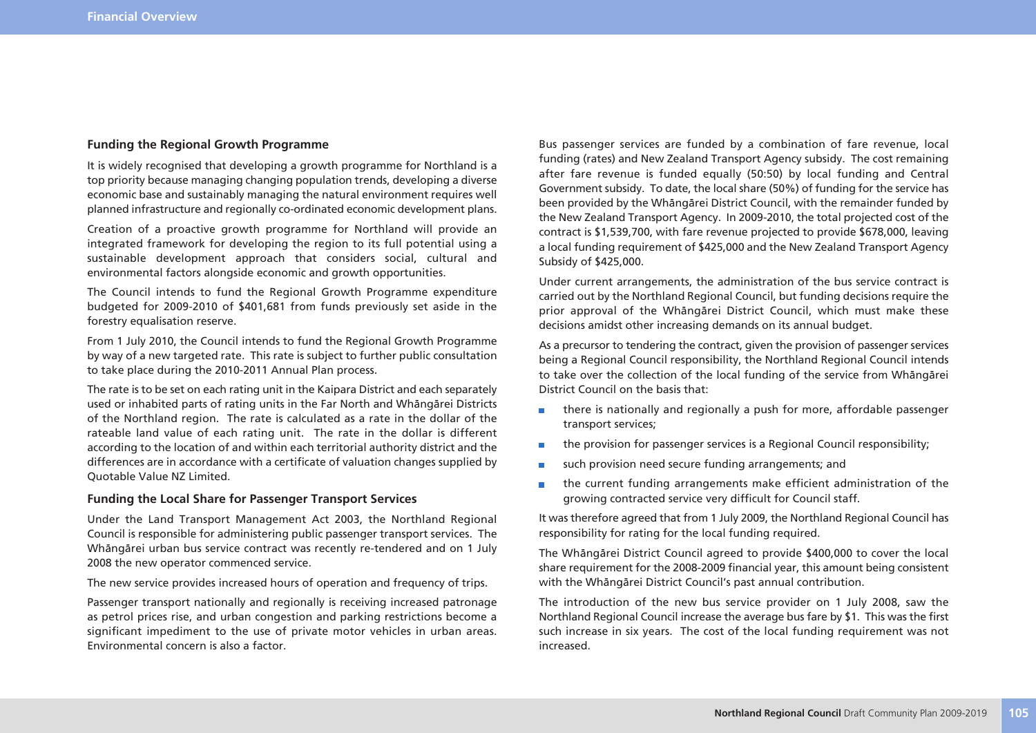## Funding the Regional Growth Programme

It is widely recognised that developing a growth programme for Northland is a top priority because managing changing population trends, developing a diverse economic base and sustainably managing the natural environment requires well planned infrastructure and regionally co-ordinated economic development plans.

Creation of a proactive growth programme for Northland will provide an integrated framework for developing the region to its full potential using a sustainable development approach that considers social, cultural and environmental factors alongside economic and growth opportunities.

The Council intends to fund the Regional Growth Programme expenditure budgeted for 2009-2010 of $401,681 from funds previously set aside in the forestry equalisation reserve.

From 1 July 2010, the Council intends to fund the Regional Growth Programme by way of a new targeted rate. This rate is subject to further public consultation to take place during the 2010-2011 Annual Plan process.

The rate is to be set on each rating unit in the Kaipara District and each separately used or inhabited parts of rating units in the Far North and Whāngārei Districts of the Northland region. The rate is calculated as a rate in the dollar of the rateable land value of each rating unit. The rate in the dollar is different according to the location of and within each territorial authority district and the differences are in accordance with a certificate of valuation changes supplied by Quotable Value NZ Limited.

## Funding the Local Share for Passenger Transport Services

Under the Land Transport Management Act 2003, the Northland Regional Council is responsible for administering public passenger transport services. The Whāngārei urban bus service contract was recently re-tendered and on 1 July 2008 the new operator commenced service.

The new service provides increased hours of operation and frequency of trips.

Passenger transport nationally and regionally is receiving increased patronage as petrol prices rise, and urban congestion and parking restrictions become a significant impediment to the use of private motor vehicles in urban areas. Environmental concern is also a factor.

Bus passenger services are funded by a combination of fare revenue, local funding (rates) and New Zealand Transport Agency subsidy. The cost remaining after fare revenue is funded equally (50:50) by local funding and Central Government subsidy. To date, the local share (50%) of funding for the service has been provided by the Whāngārei District Council, with the remainder funded by the New Zealand Transport Agency. In 2009-2010, the total projected cost of the contract is $1,539,700, with fare revenue projected to provide $678,000, leaving a local funding requirement of $425,000 and the New Zealand Transport Agency Subsidy of $425,000.

Under current arrangements, the administration of the bus service contract is carried out by the Northland Regional Council, but funding decisions require the prior approval of the Whāngārei District Council, which must make these decisions amidst other increasing demands on its annual budget.

As a precursor to tendering the contract, given the provision of passenger services being a Regional Council responsibility, the Northland Regional Council intends to take over the collection of the local funding of the service from Whāngārei District Council on the basis that:

- there is nationally and regionally a push for more, affordable passenger transport services;
- the provision for passenger services is a Regional Council responsibility;
- such provision need secure funding arrangements; and
- the current funding arrangements make efficient administration of the growing contracted service very difficult for Council staff.

It was therefore agreed that from 1 July 2009, the Northland Regional Council has responsibility for rating for the local funding required.

The Whāngārei District Council agreed to provide $400,000 to cover the local share requirement for the 2008-2009 financial year, this amount being consistent with the Whāngārei District Council's past annual contribution.

The introduction of the new bus service provider on 1 July 2008, saw the Northland Regional Council increase the average bus fare by $1. This was the first such increase in six years. The cost of the local funding requirement was not increased.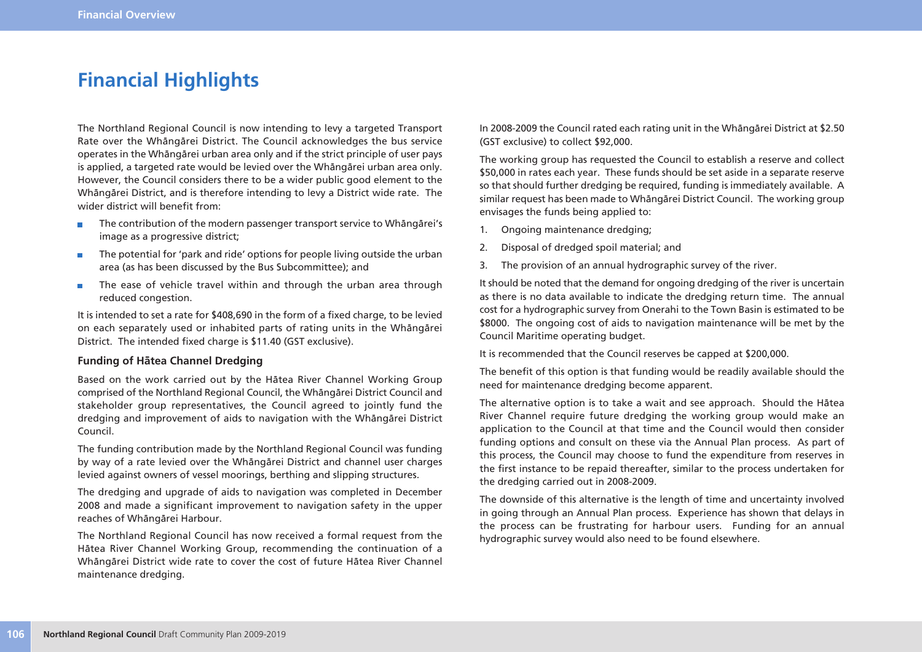# Financial Highlights

The Northland Regional Council is now intending to levy a targeted Transport Rate over the Whāngārei District. The Council acknowledges the bus service operates in the Whāngārei urban area only and if the strict principle of user pays is applied, a targeted rate would be levied over the Whāngārei urban area only. However, the Council considers there to be a wider public good element to the Whāngārei District, and is therefore intending to levy a District wide rate. The wider district will benefit from:

- The contribution of the modern passenger transport service to Whāngārei's image as a progressive district;
- The potential for 'park and ride' options for people living outside the urban area (as has been discussed by the Bus Subcommittee); and
- The ease of vehicle travel within and through the urban area through reduced congestion.

It is intended to set a rate for $408,690 in the form of a fixed charge, to be levied on each separately used or inhabited parts of rating units in the Whāngārei District. The intended fixed charge is $11.40 (GST exclusive).

### Funding of Hātea Channel Dredging

Based on the work carried out by the Hātea River Channel Working Group comprised of the Northland Regional Council, the Whāngārei District Council and stakeholder group representatives, the Council agreed to jointly fund the dredging and improvement of aids to navigation with the Whāngārei District Council.

The funding contribution made by the Northland Regional Council was funding by way of a rate levied over the Whāngārei District and channel user charges levied against owners of vessel moorings, berthing and slipping structures.

The dredging and upgrade of aids to navigation was completed in December 2008 and made a significant improvement to navigation safety in the upper reaches of Whāngārei Harbour.

The Northland Regional Council has now received a formal request from the Hātea River Channel Working Group, recommending the continuation of a Whāngārei District wide rate to cover the cost of future Hātea River Channel maintenance dredging.

In 2008-2009 the Council rated each rating unit in the Whāngārei District at $2.50 (GST exclusive) to collect $92,000.

The working group has requested the Council to establish a reserve and collect $50,000 in rates each year. These funds should be set aside in a separate reserve so that should further dredging be required, funding is immediately available. A similar request has been made to Whāngārei District Council. The working group envisages the funds being applied to:

1. Ongoing maintenance dredging;
2. Disposal of dredged spoil material; and
3. The provision of an annual hydrographic survey of the river.

It should be noted that the demand for ongoing dredging of the river is uncertain as there is no data available to indicate the dredging return time. The annual cost for a hydrographic survey from Onerahi to the Town Basin is estimated to be $8000. The ongoing cost of aids to navigation maintenance will be met by the Council Maritime operating budget.

It is recommended that the Council reserves be capped at $200,000.

The benefit of this option is that funding would be readily available should the need for maintenance dredging become apparent.

The alternative option is to take a wait and see approach. Should the Hātea River Channel require future dredging the working group would make an application to the Council at that time and the Council would then consider funding options and consult on these via the Annual Plan process. As part of this process, the Council may choose to fund the expenditure from reserves in the first instance to be repaid thereafter, similar to the process undertaken for the dredging carried out in 2008-2009.

The downside of this alternative is the length of time and uncertainty involved in going through an Annual Plan process. Experience has shown that delays in the process can be frustrating for harbour users. Funding for an annual hydrographic survey would also need to be found elsewhere.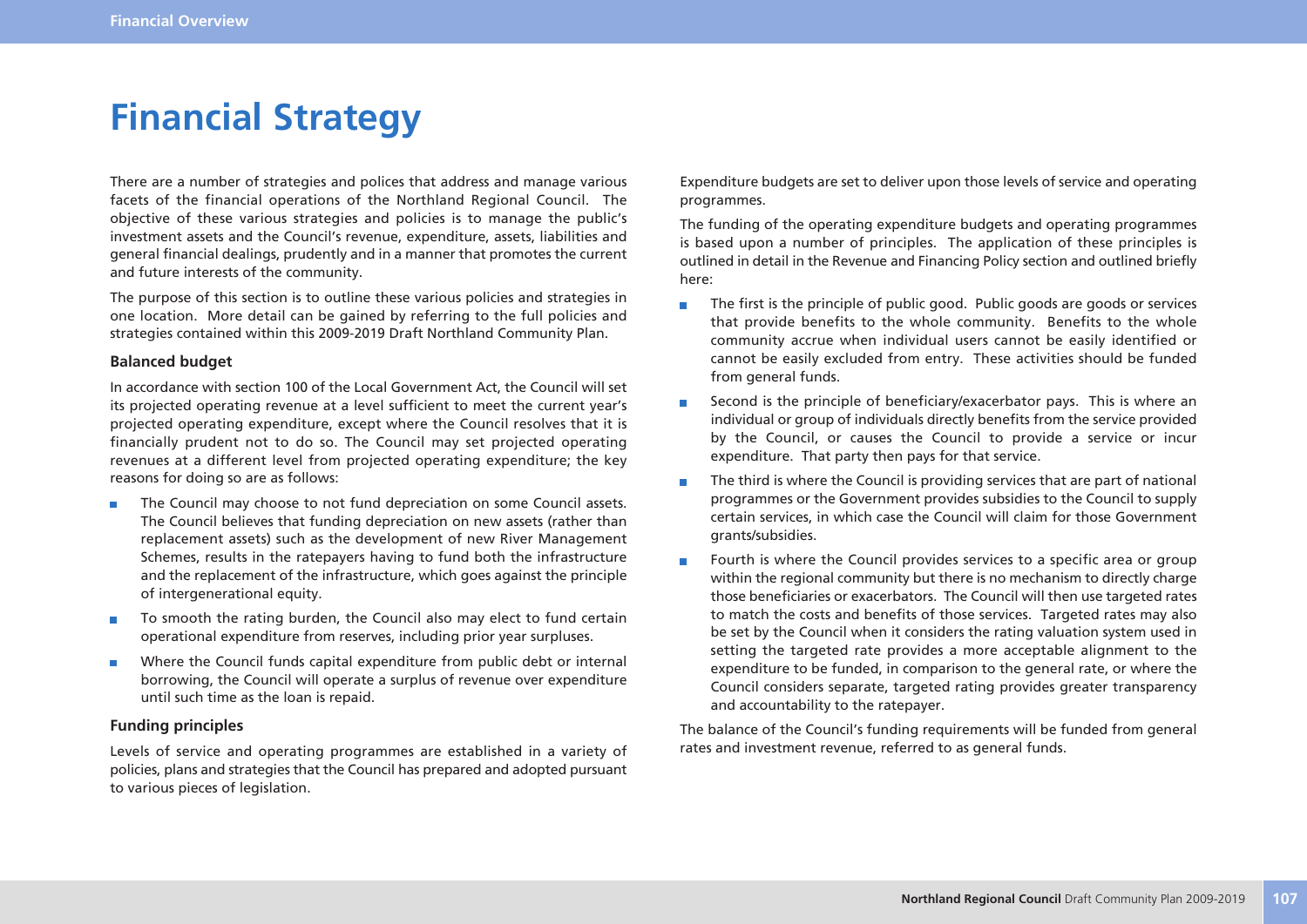# Financial Strategy

There are a number of strategies and polices that address and manage various facets of the financial operations of the Northland Regional Council. The objective of these various strategies and policies is to manage the public's investment assets and the Council's revenue, expenditure, assets, liabilities and general financial dealings, prudently and in a manner that promotes the current and future interests of the community.

The purpose of this section is to outline these various policies and strategies in one location. More detail can be gained by referring to the full policies and strategies contained within this 2009-2019 Draft Northland Community Plan.

### Balanced budget

In accordance with section 100 of the Local Government Act, the Council will set its projected operating revenue at a level sufficient to meet the current year's projected operating expenditure, except where the Council resolves that it is financially prudent not to do so. The Council may set projected operating revenues at a different level from projected operating expenditure; the key reasons for doing so are as follows:

- The Council may choose to not fund depreciation on some Council assets. The Council believes that funding depreciation on new assets (rather than replacement assets) such as the development of new River Management Schemes, results in the ratepayers having to fund both the infrastructure and the replacement of the infrastructure, which goes against the principle of intergenerational equity.
- To smooth the rating burden, the Council also may elect to fund certain operational expenditure from reserves, including prior year surpluses.
- Where the Council funds capital expenditure from public debt or internal borrowing, the Council will operate a surplus of revenue over expenditure until such time as the loan is repaid.

### Funding principles

Levels of service and operating programmes are established in a variety of policies, plans and strategies that the Council has prepared and adopted pursuant to various pieces of legislation.

Expenditure budgets are set to deliver upon those levels of service and operating programmes.

The funding of the operating expenditure budgets and operating programmes is based upon a number of principles. The application of these principles is outlined in detail in the Revenue and Financing Policy section and outlined briefly here:

- The first is the principle of public good. Public goods are goods or services that provide benefits to the whole community. Benefits to the whole community accrue when individual users cannot be easily identified or cannot be easily excluded from entry. These activities should be funded from general funds.
- Second is the principle of beneficiary/exacerbator pays. This is where an individual or group of individuals directly benefits from the service provided by the Council, or causes the Council to provide a service or incur expenditure. That party then pays for that service.
- The third is where the Council is providing services that are part of national programmes or the Government provides subsidies to the Council to supply certain services, in which case the Council will claim for those Government grants/subsidies.
- Fourth is where the Council provides services to a specific area or group within the regional community but there is no mechanism to directly charge those beneficiaries or exacerbators. The Council will then use targeted rates to match the costs and benefits of those services. Targeted rates may also be set by the Council when it considers the rating valuation system used in setting the targeted rate provides a more acceptable alignment to the expenditure to be funded, in comparison to the general rate, or where the Council considers separate, targeted rating provides greater transparency and accountability to the ratepayer.

The balance of the Council's funding requirements will be funded from general rates and investment revenue, referred to as general funds.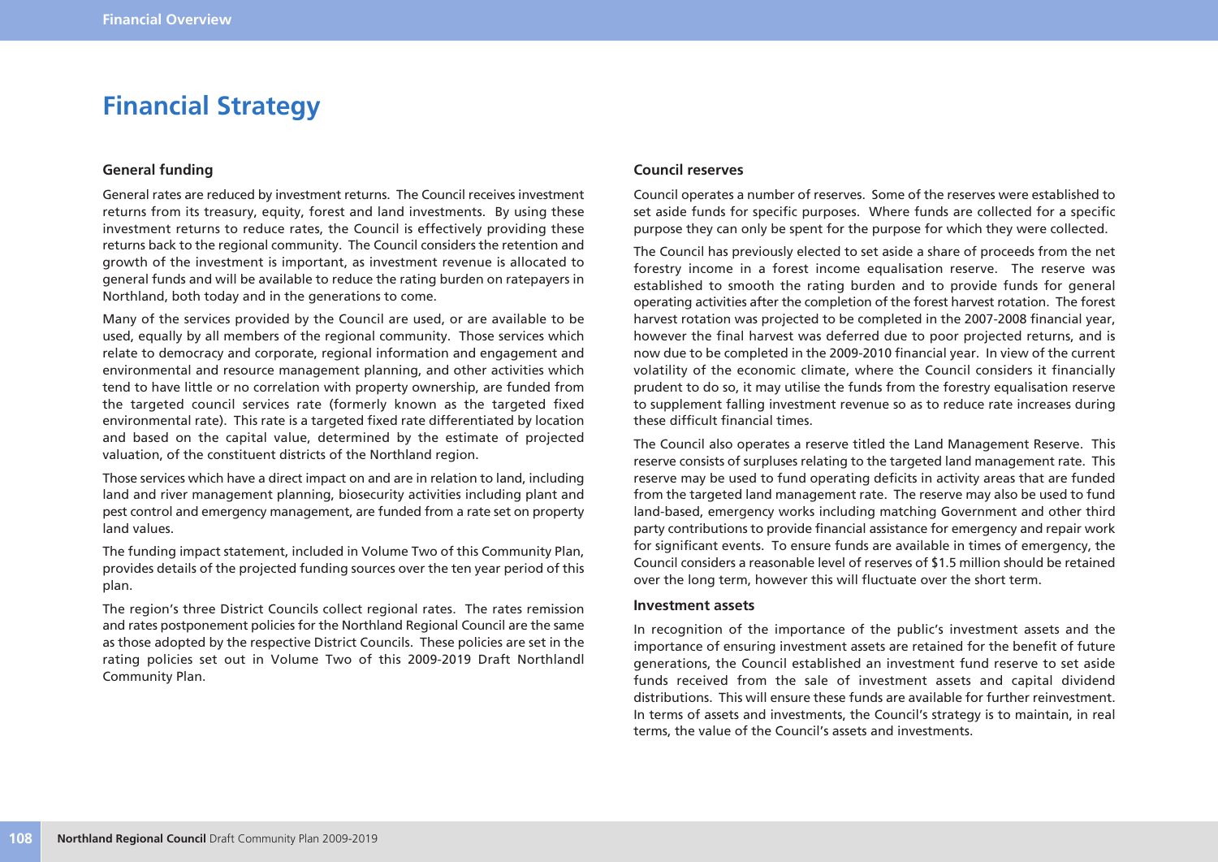# Financial Strategy

### General funding

General rates are reduced by investment returns. The Council receives investment returns from its treasury, equity, forest and land investments. By using these investment returns to reduce rates, the Council is effectively providing these returns back to the regional community. The Council considers the retention and growth of the investment is important, as investment revenue is allocated to general funds and will be available to reduce the rating burden on ratepayers in Northland, both today and in the generations to come.

Many of the services provided by the Council are used, or are available to be used, equally by all members of the regional community. Those services which relate to democracy and corporate, regional information and engagement and environmental and resource management planning, and other activities which tend to have little or no correlation with property ownership, are funded from the targeted council services rate (formerly known as the targeted fixed environmental rate). This rate is a targeted fixed rate differentiated by location and based on the capital value, determined by the estimate of projected valuation, of the constituent districts of the Northland region.

Those services which have a direct impact on and are in relation to land, including land and river management planning, biosecurity activities including plant and pest control and emergency management, are funded from a rate set on property land values.

The funding impact statement, included in Volume Two of this Community Plan, provides details of the projected funding sources over the ten year period of this plan.

The region's three District Councils collect regional rates. The rates remission and rates postponement policies for the Northland Regional Council are the same as those adopted by the respective District Councils. These policies are set in the rating policies set out in Volume Two of this 2009-2019 Draft Northlandl Community Plan.

### Council reserves

Council operates a number of reserves. Some of the reserves were established to set aside funds for specific purposes. Where funds are collected for a specific purpose they can only be spent for the purpose for which they were collected.

The Council has previously elected to set aside a share of proceeds from the net forestry income in a forest income equalisation reserve. The reserve was established to smooth the rating burden and to provide funds for general operating activities after the completion of the forest harvest rotation. The forest harvest rotation was projected to be completed in the 2007-2008 financial year, however the final harvest was deferred due to poor projected returns, and is now due to be completed in the 2009-2010 financial year. In view of the current volatility of the economic climate, where the Council considers it financially prudent to do so, it may utilise the funds from the forestry equalisation reserve to supplement falling investment revenue so as to reduce rate increases during these difficult financial times.

The Council also operates a reserve titled the Land Management Reserve. This reserve consists of surpluses relating to the targeted land management rate. This reserve may be used to fund operating deficits in activity areas that are funded from the targeted land management rate. The reserve may also be used to fund land-based, emergency works including matching Government and other third party contributions to provide financial assistance for emergency and repair work for significant events. To ensure funds are available in times of emergency, the Council considers a reasonable level of reserves of $1.5 million should be retained over the long term, however this will fluctuate over the short term.

### Investment assets

In recognition of the importance of the public's investment assets and the importance of ensuring investment assets are retained for the benefit of future generations, the Council established an investment fund reserve to set aside funds received from the sale of investment assets and capital dividend distributions. This will ensure these funds are available for further reinvestment. In terms of assets and investments, the Council's strategy is to maintain, in real terms, the value of the Council's assets and investments.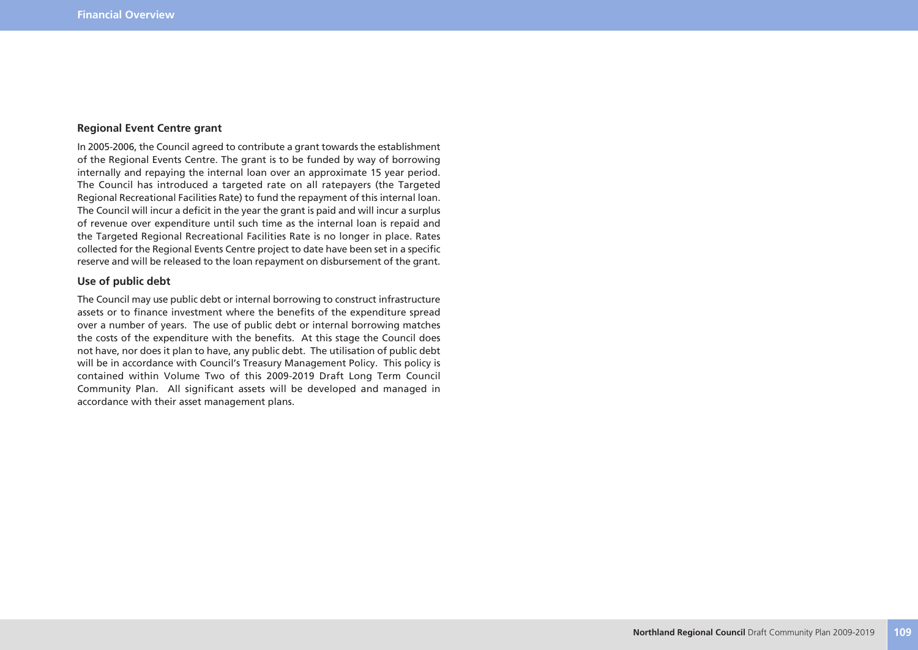### Regional Event Centre grant

In 2005-2006, the Council agreed to contribute a grant towards the establishment of the Regional Events Centre. The grant is to be funded by way of borrowing internally and repaying the internal loan over an approximate 15 year period. The Council has introduced a targeted rate on all ratepayers (the Targeted Regional Recreational Facilities Rate) to fund the repayment of this internal loan. The Council will incur a deficit in the year the grant is paid and will incur a surplus of revenue over expenditure until such time as the internal loan is repaid and the Targeted Regional Recreational Facilities Rate is no longer in place. Rates collected for the Regional Events Centre project to date have been set in a specific reserve and will be released to the loan repayment on disbursement of the grant.

### Use of public debt

The Council may use public debt or internal borrowing to construct infrastructure assets or to finance investment where the benefits of the expenditure spread over a number of years. The use of public debt or internal borrowing matches the costs of the expenditure with the benefits. At this stage the Council does not have, nor does it plan to have, any public debt. The utilisation of public debt will be in accordance with Council's Treasury Management Policy. This policy is contained within Volume Two of this 2009-2019 Draft Long Term Council Community Plan. All significant assets will be developed and managed in accordance with their asset management plans.